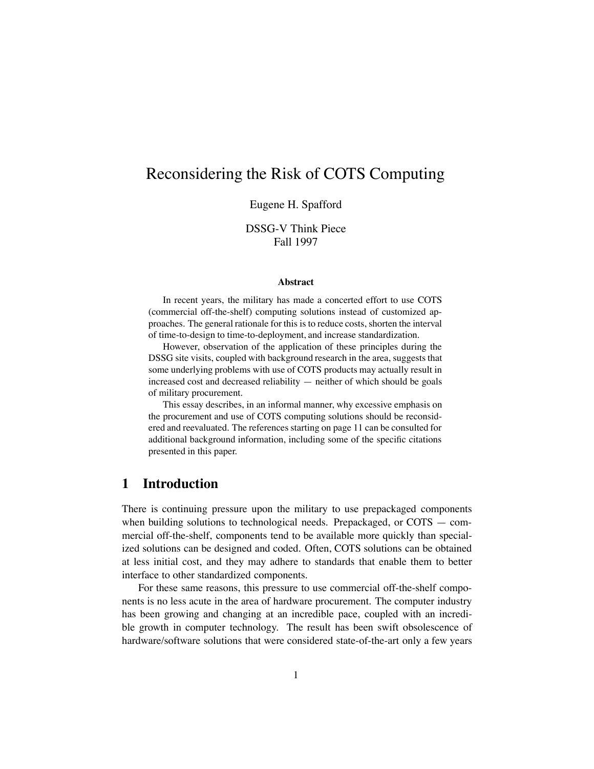# Reconsidering the Risk of COTS Computing

Eugene H. Spafford

DSSG-V Think Piece
Fall 1997

**Abstract**

In recent years, the military has made a concerted effort to use COTS (commercial off-the-shelf) computing solutions instead of customized approaches. The general rationale for this is to reduce costs, shorten the interval of time-to-design to time-to-deployment, and increase standardization.

However, observation of the application of these principles during the DSSG site visits, coupled with background research in the area, suggests that some underlying problems with use of COTS products may actually result in increased cost and decreased reliability — neither of which should be goals of military procurement.

This essay describes, in an informal manner, why excessive emphasis on the procurement and use of COTS computing solutions should be reconsidered and reevaluated. The references starting on page 11 can be consulted for additional background information, including some of the specific citations presented in this paper.

## 1 Introduction

There is continuing pressure upon the military to use prepackaged components when building solutions to technological needs. Prepackaged, or COTS — commercial off-the-shelf, components tend to be available more quickly than specialized solutions can be designed and coded. Often, COTS solutions can be obtained at less initial cost, and they may adhere to standards that enable them to better interface to other standardized components.

For these same reasons, this pressure to use commercial off-the-shelf components is no less acute in the area of hardware procurement. The computer industry has been growing and changing at an incredible pace, coupled with an incredible growth in computer technology. The result has been swift obsolescence of hardware/software solutions that were considered state-of-the-art only a few years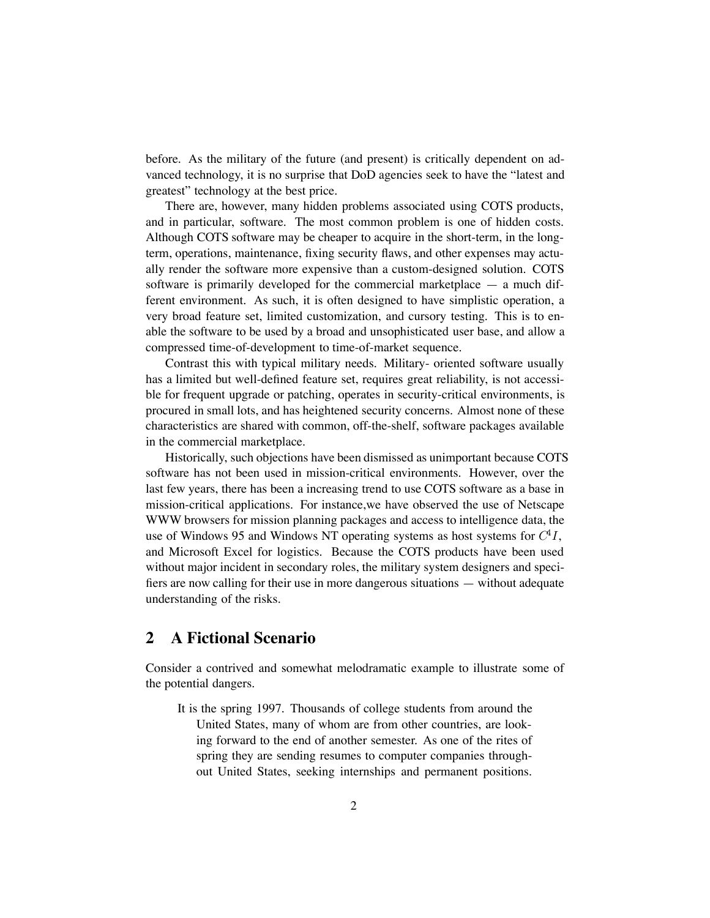before. As the military of the future (and present) is critically dependent on advanced technology, it is no surprise that DoD agencies seek to have the "latest and greatest" technology at the best price.

There are, however, many hidden problems associated using COTS products, and in particular, software. The most common problem is one of hidden costs. Although COTS software may be cheaper to acquire in the short-term, in the long-term, operations, maintenance, fixing security flaws, and other expenses may actually render the software more expensive than a custom-designed solution. COTS software is primarily developed for the commercial marketplace — a much different environment. As such, it is often designed to have simplistic operation, a very broad feature set, limited customization, and cursory testing. This is to enable the software to be used by a broad and unsophisticated user base, and allow a compressed time-of-development to time-of-market sequence.

Contrast this with typical military needs. Military- oriented software usually has a limited but well-defined feature set, requires great reliability, is not accessible for frequent upgrade or patching, operates in security-critical environments, is procured in small lots, and has heightened security concerns. Almost none of these characteristics are shared with common, off-the-shelf, software packages available in the commercial marketplace.

Historically, such objections have been dismissed as unimportant because COTS software has not been used in mission-critical environments. However, over the last few years, there has been a increasing trend to use COTS software as a base in mission-critical applications. For instance,we have observed the use of Netscape WWW browsers for mission planning packages and access to intelligence data, the use of Windows 95 and Windows NT operating systems as host systems for $C^4I$, and Microsoft Excel for logistics. Because the COTS products have been used without major incident in secondary roles, the military system designers and specifiers are now calling for their use in more dangerous situations — without adequate understanding of the risks.

## 2 A Fictional Scenario

Consider a contrived and somewhat melodramatic example to illustrate some of the potential dangers.

> It is the spring 1997. Thousands of college students from around the United States, many of whom are from other countries, are looking forward to the end of another semester. As one of the rites of spring they are sending resumes to computer companies throughout United States, seeking internships and permanent positions.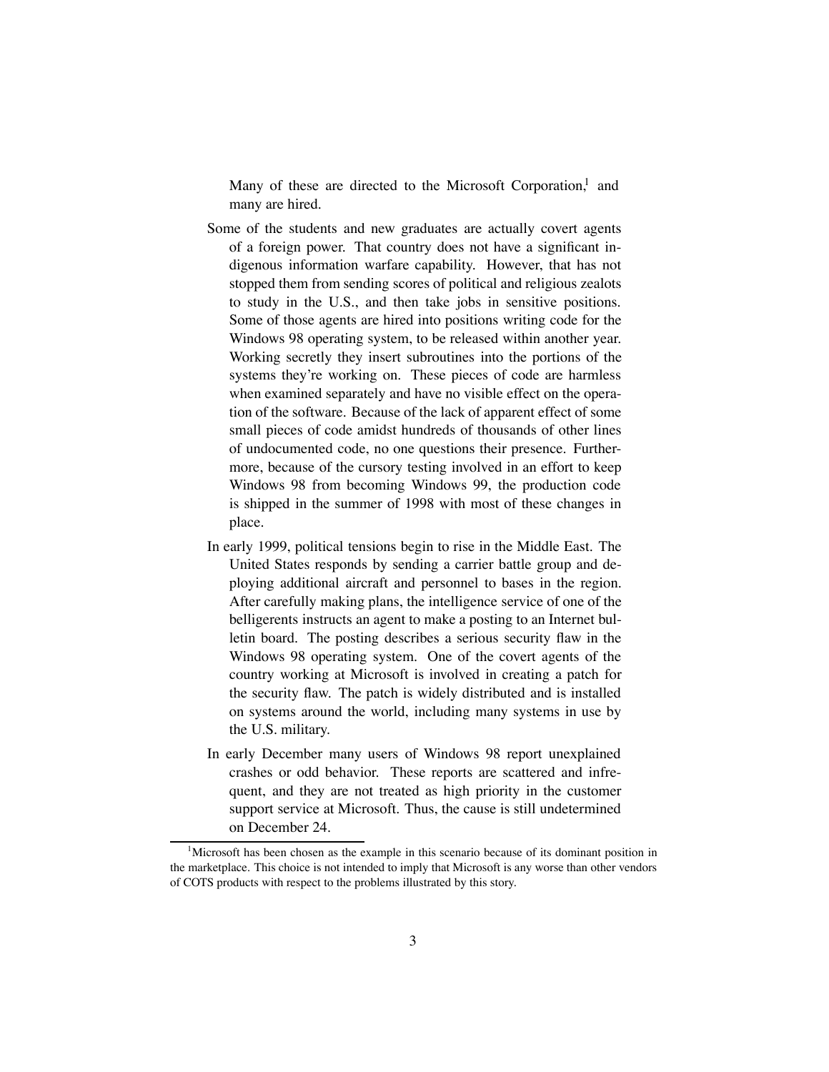Many of these are directed to the Microsoft Corporation,[1] and many are hired.

Some of the students and new graduates are actually covert agents of a foreign power. That country does not have a significant indigenous information warfare capability. However, that has not stopped them from sending scores of political and religious zealots to study in the U.S., and then take jobs in sensitive positions. Some of those agents are hired into positions writing code for the Windows 98 operating system, to be released within another year. Working secretly they insert subroutines into the portions of the systems they're working on. These pieces of code are harmless when examined separately and have no visible effect on the operation of the software. Because of the lack of apparent effect of some small pieces of code amidst hundreds of thousands of other lines of undocumented code, no one questions their presence. Furthermore, because of the cursory testing involved in an effort to keep Windows 98 from becoming Windows 99, the production code is shipped in the summer of 1998 with most of these changes in place.

In early 1999, political tensions begin to rise in the Middle East. The United States responds by sending a carrier battle group and deploying additional aircraft and personnel to bases in the region. After carefully making plans, the intelligence service of one of the belligerents instructs an agent to make a posting to an Internet bulletin board. The posting describes a serious security flaw in the Windows 98 operating system. One of the covert agents of the country working at Microsoft is involved in creating a patch for the security flaw. The patch is widely distributed and is installed on systems around the world, including many systems in use by the U.S. military.

In early December many users of Windows 98 report unexplained crashes or odd behavior. These reports are scattered and infrequent, and they are not treated as high priority in the customer support service at Microsoft. Thus, the cause is still undetermined on December 24.

[1] Microsoft has been chosen as the example in this scenario because of its dominant position in the marketplace. This choice is not intended to imply that Microsoft is any worse than other vendors of COTS products with respect to the problems illustrated by this story.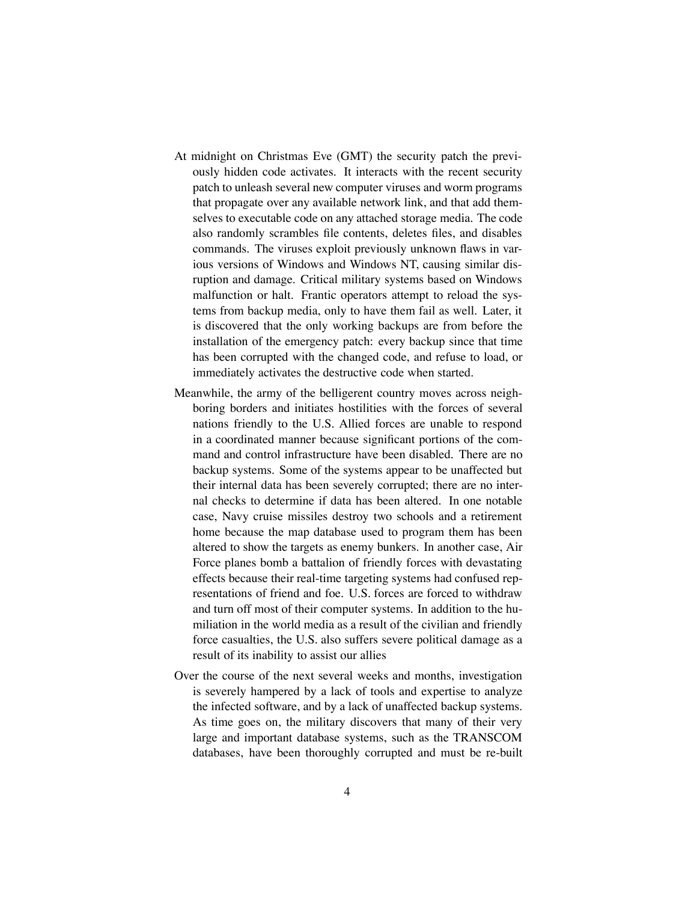At midnight on Christmas Eve (GMT) the security patch the previously hidden code activates. It interacts with the recent security patch to unleash several new computer viruses and worm programs that propagate over any available network link, and that add themselves to executable code on any attached storage media. The code also randomly scrambles file contents, deletes files, and disables commands. The viruses exploit previously unknown flaws in various versions of Windows and Windows NT, causing similar disruption and damage. Critical military systems based on Windows malfunction or halt. Frantic operators attempt to reload the systems from backup media, only to have them fail as well. Later, it is discovered that the only working backups are from before the installation of the emergency patch: every backup since that time has been corrupted with the changed code, and refuse to load, or immediately activates the destructive code when started.

Meanwhile, the army of the belligerent country moves across neighboring borders and initiates hostilities with the forces of several nations friendly to the U.S. Allied forces are unable to respond in a coordinated manner because significant portions of the command and control infrastructure have been disabled. There are no backup systems. Some of the systems appear to be unaffected but their internal data has been severely corrupted; there are no internal checks to determine if data has been altered. In one notable case, Navy cruise missiles destroy two schools and a retirement home because the map database used to program them has been altered to show the targets as enemy bunkers. In another case, Air Force planes bomb a battalion of friendly forces with devastating effects because their real-time targeting systems had confused representations of friend and foe. U.S. forces are forced to withdraw and turn off most of their computer systems. In addition to the humiliation in the world media as a result of the civilian and friendly force casualties, the U.S. also suffers severe political damage as a result of its inability to assist our allies

Over the course of the next several weeks and months, investigation is severely hampered by a lack of tools and expertise to analyze the infected software, and by a lack of unaffected backup systems. As time goes on, the military discovers that many of their very large and important database systems, such as the TRANSCOM databases, have been thoroughly corrupted and must be re-built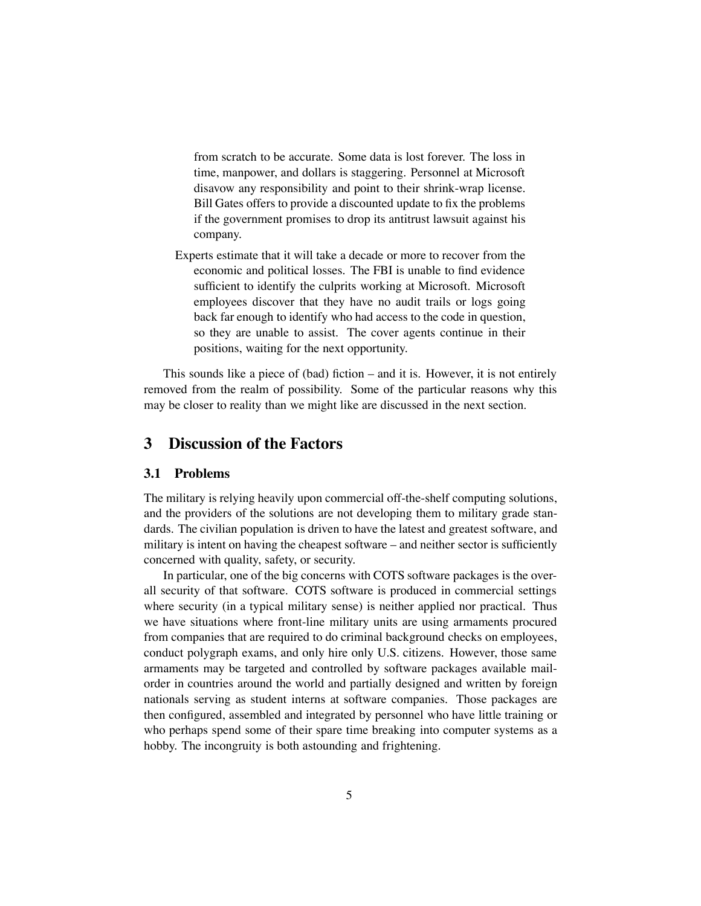from scratch to be accurate. Some data is lost forever. The loss in time, manpower, and dollars is staggering. Personnel at Microsoft disavow any responsibility and point to their shrink-wrap license. Bill Gates offers to provide a discounted update to fix the problems if the government promises to drop its antitrust lawsuit against his company.

Experts estimate that it will take a decade or more to recover from the economic and political losses. The FBI is unable to find evidence sufficient to identify the culprits working at Microsoft. Microsoft employees discover that they have no audit trails or logs going back far enough to identify who had access to the code in question, so they are unable to assist. The cover agents continue in their positions, waiting for the next opportunity.

This sounds like a piece of (bad) fiction – and it is. However, it is not entirely removed from the realm of possibility. Some of the particular reasons why this may be closer to reality than we might like are discussed in the next section.

# 3 Discussion of the Factors

## 3.1 Problems

The military is relying heavily upon commercial off-the-shelf computing solutions, and the providers of the solutions are not developing them to military grade standards. The civilian population is driven to have the latest and greatest software, and military is intent on having the cheapest software – and neither sector is sufficiently concerned with quality, safety, or security.

In particular, one of the big concerns with COTS software packages is the overall security of that software. COTS software is produced in commercial settings where security (in a typical military sense) is neither applied nor practical. Thus we have situations where front-line military units are using armaments procured from companies that are required to do criminal background checks on employees, conduct polygraph exams, and only hire only U.S. citizens. However, those same armaments may be targeted and controlled by software packages available mail-order in countries around the world and partially designed and written by foreign nationals serving as student interns at software companies. Those packages are then configured, assembled and integrated by personnel who have little training or who perhaps spend some of their spare time breaking into computer systems as a hobby. The incongruity is both astounding and frightening.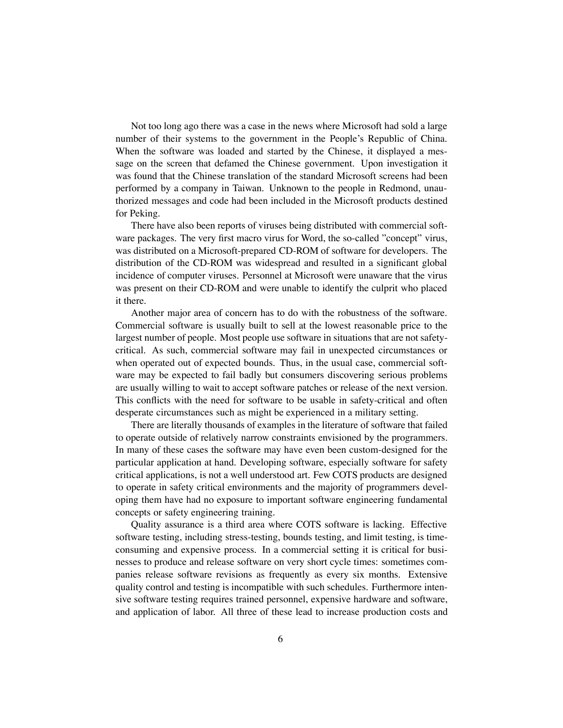Not too long ago there was a case in the news where Microsoft had sold a large number of their systems to the government in the People's Republic of China. When the software was loaded and started by the Chinese, it displayed a message on the screen that defamed the Chinese government. Upon investigation it was found that the Chinese translation of the standard Microsoft screens had been performed by a company in Taiwan. Unknown to the people in Redmond, unauthorized messages and code had been included in the Microsoft products destined for Peking.

There have also been reports of viruses being distributed with commercial software packages. The very first macro virus for Word, the so-called "concept" virus, was distributed on a Microsoft-prepared CD-ROM of software for developers. The distribution of the CD-ROM was widespread and resulted in a significant global incidence of computer viruses. Personnel at Microsoft were unaware that the virus was present on their CD-ROM and were unable to identify the culprit who placed it there.

Another major area of concern has to do with the robustness of the software. Commercial software is usually built to sell at the lowest reasonable price to the largest number of people. Most people use software in situations that are not safety-critical. As such, commercial software may fail in unexpected circumstances or when operated out of expected bounds. Thus, in the usual case, commercial software may be expected to fail badly but consumers discovering serious problems are usually willing to wait to accept software patches or release of the next version. This conflicts with the need for software to be usable in safety-critical and often desperate circumstances such as might be experienced in a military setting.

There are literally thousands of examples in the literature of software that failed to operate outside of relatively narrow constraints envisioned by the programmers. In many of these cases the software may have even been custom-designed for the particular application at hand. Developing software, especially software for safety critical applications, is not a well understood art. Few COTS products are designed to operate in safety critical environments and the majority of programmers developing them have had no exposure to important software engineering fundamental concepts or safety engineering training.

Quality assurance is a third area where COTS software is lacking. Effective software testing, including stress-testing, bounds testing, and limit testing, is time-consuming and expensive process. In a commercial setting it is critical for businesses to produce and release software on very short cycle times: sometimes companies release software revisions as frequently as every six months. Extensive quality control and testing is incompatible with such schedules. Furthermore intensive software testing requires trained personnel, expensive hardware and software, and application of labor. All three of these lead to increase production costs and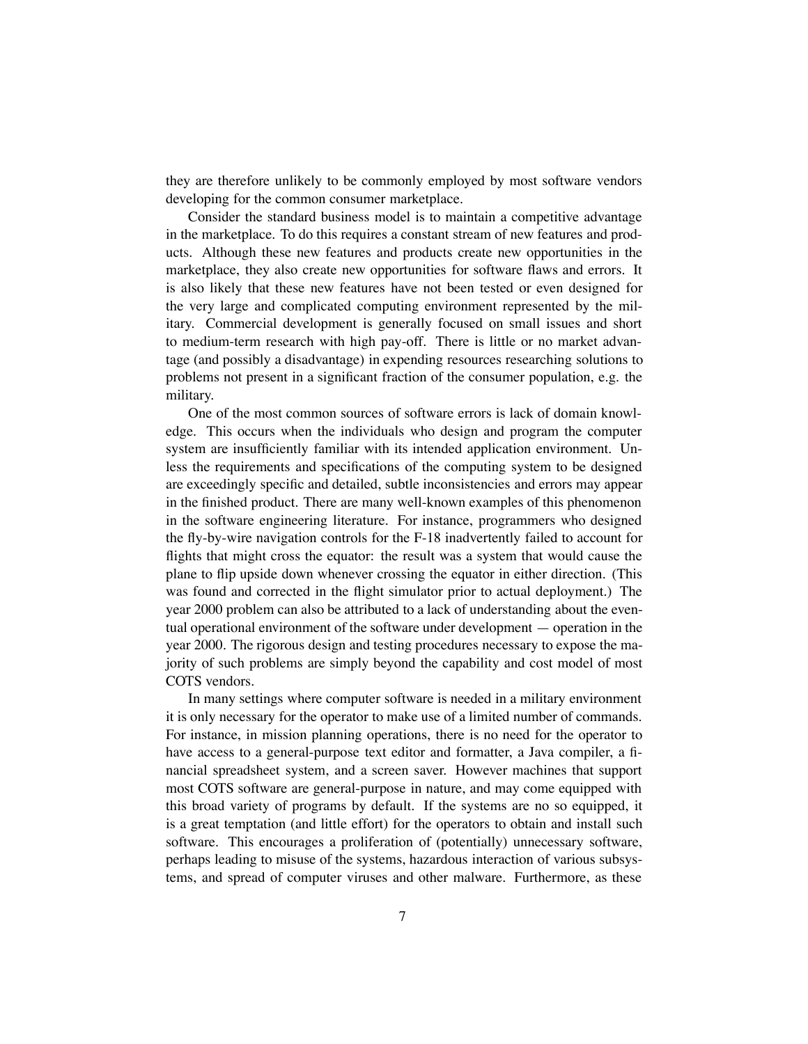they are therefore unlikely to be commonly employed by most software vendors developing for the common consumer marketplace.

Consider the standard business model is to maintain a competitive advantage in the marketplace. To do this requires a constant stream of new features and products. Although these new features and products create new opportunities in the marketplace, they also create new opportunities for software flaws and errors. It is also likely that these new features have not been tested or even designed for the very large and complicated computing environment represented by the military. Commercial development is generally focused on small issues and short to medium-term research with high pay-off. There is little or no market advantage (and possibly a disadvantage) in expending resources researching solutions to problems not present in a significant fraction of the consumer population, e.g. the military.

One of the most common sources of software errors is lack of domain knowledge. This occurs when the individuals who design and program the computer system are insufficiently familiar with its intended application environment. Unless the requirements and specifications of the computing system to be designed are exceedingly specific and detailed, subtle inconsistencies and errors may appear in the finished product. There are many well-known examples of this phenomenon in the software engineering literature. For instance, programmers who designed the fly-by-wire navigation controls for the F-18 inadvertently failed to account for flights that might cross the equator: the result was a system that would cause the plane to flip upside down whenever crossing the equator in either direction. (This was found and corrected in the flight simulator prior to actual deployment.) The year 2000 problem can also be attributed to a lack of understanding about the eventual operational environment of the software under development — operation in the year 2000. The rigorous design and testing procedures necessary to expose the majority of such problems are simply beyond the capability and cost model of most COTS vendors.

In many settings where computer software is needed in a military environment it is only necessary for the operator to make use of a limited number of commands. For instance, in mission planning operations, there is no need for the operator to have access to a general-purpose text editor and formatter, a Java compiler, a financial spreadsheet system, and a screen saver. However machines that support most COTS software are general-purpose in nature, and may come equipped with this broad variety of programs by default. If the systems are no so equipped, it is a great temptation (and little effort) for the operators to obtain and install such software. This encourages a proliferation of (potentially) unnecessary software, perhaps leading to misuse of the systems, hazardous interaction of various subsystems, and spread of computer viruses and other malware. Furthermore, as these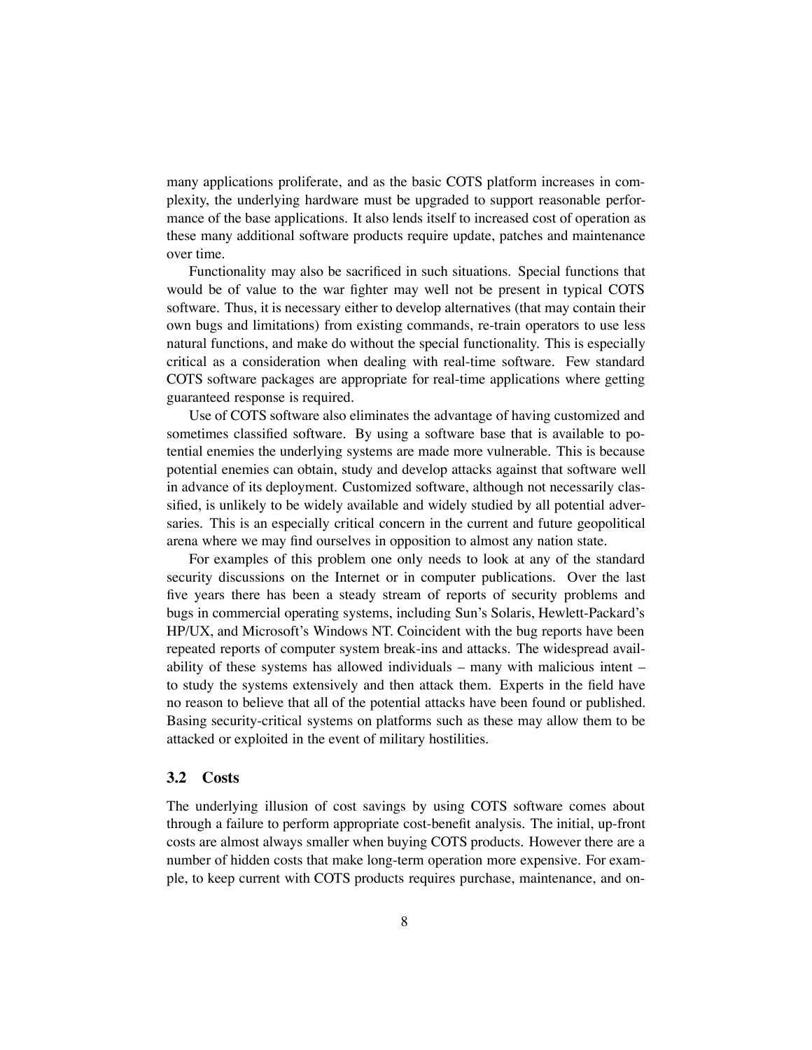many applications proliferate, and as the basic COTS platform increases in complexity, the underlying hardware must be upgraded to support reasonable performance of the base applications. It also lends itself to increased cost of operation as these many additional software products require update, patches and maintenance over time.

Functionality may also be sacrificed in such situations. Special functions that would be of value to the war fighter may well not be present in typical COTS software. Thus, it is necessary either to develop alternatives (that may contain their own bugs and limitations) from existing commands, re-train operators to use less natural functions, and make do without the special functionality. This is especially critical as a consideration when dealing with real-time software. Few standard COTS software packages are appropriate for real-time applications where getting guaranteed response is required.

Use of COTS software also eliminates the advantage of having customized and sometimes classified software. By using a software base that is available to potential enemies the underlying systems are made more vulnerable. This is because potential enemies can obtain, study and develop attacks against that software well in advance of its deployment. Customized software, although not necessarily classified, is unlikely to be widely available and widely studied by all potential adversaries. This is an especially critical concern in the current and future geopolitical arena where we may find ourselves in opposition to almost any nation state.

For examples of this problem one only needs to look at any of the standard security discussions on the Internet or in computer publications. Over the last five years there has been a steady stream of reports of security problems and bugs in commercial operating systems, including Sun's Solaris, Hewlett-Packard's HP/UX, and Microsoft's Windows NT. Coincident with the bug reports have been repeated reports of computer system break-ins and attacks. The widespread availability of these systems has allowed individuals – many with malicious intent – to study the systems extensively and then attack them. Experts in the field have no reason to believe that all of the potential attacks have been found or published. Basing security-critical systems on platforms such as these may allow them to be attacked or exploited in the event of military hostilities.

### 3.2 Costs

The underlying illusion of cost savings by using COTS software comes about through a failure to perform appropriate cost-benefit analysis. The initial, up-front costs are almost always smaller when buying COTS products. However there are a number of hidden costs that make long-term operation more expensive. For example, to keep current with COTS products requires purchase, maintenance, and on-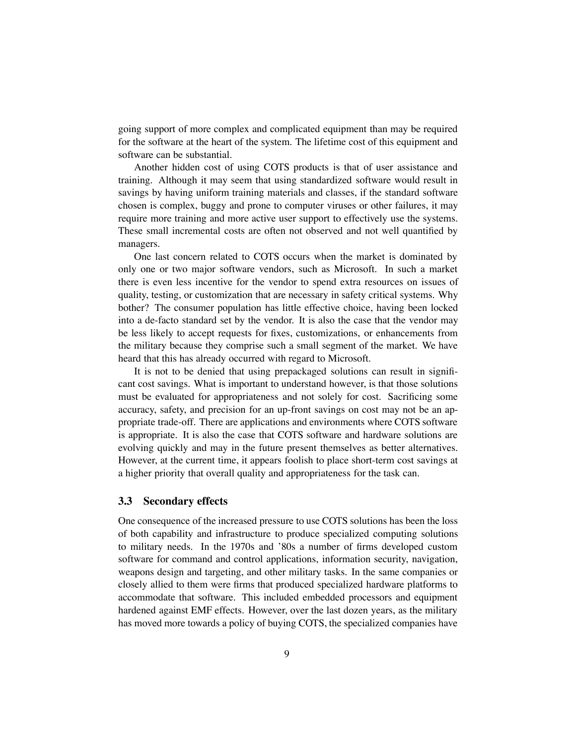going support of more complex and complicated equipment than may be required for the software at the heart of the system. The lifetime cost of this equipment and software can be substantial.

Another hidden cost of using COTS products is that of user assistance and training. Although it may seem that using standardized software would result in savings by having uniform training materials and classes, if the standard software chosen is complex, buggy and prone to computer viruses or other failures, it may require more training and more active user support to effectively use the systems. These small incremental costs are often not observed and not well quantified by managers.

One last concern related to COTS occurs when the market is dominated by only one or two major software vendors, such as Microsoft. In such a market there is even less incentive for the vendor to spend extra resources on issues of quality, testing, or customization that are necessary in safety critical systems. Why bother? The consumer population has little effective choice, having been locked into a de-facto standard set by the vendor. It is also the case that the vendor may be less likely to accept requests for fixes, customizations, or enhancements from the military because they comprise such a small segment of the market. We have heard that this has already occurred with regard to Microsoft.

It is not to be denied that using prepackaged solutions can result in significant cost savings. What is important to understand however, is that those solutions must be evaluated for appropriateness and not solely for cost. Sacrificing some accuracy, safety, and precision for an up-front savings on cost may not be an appropriate trade-off. There are applications and environments where COTS software is appropriate. It is also the case that COTS software and hardware solutions are evolving quickly and may in the future present themselves as better alternatives. However, at the current time, it appears foolish to place short-term cost savings at a higher priority that overall quality and appropriateness for the task can.

### 3.3 Secondary effects

One consequence of the increased pressure to use COTS solutions has been the loss of both capability and infrastructure to produce specialized computing solutions to military needs. In the 1970s and '80s a number of firms developed custom software for command and control applications, information security, navigation, weapons design and targeting, and other military tasks. In the same companies or closely allied to them were firms that produced specialized hardware platforms to accommodate that software. This included embedded processors and equipment hardened against EMF effects. However, over the last dozen years, as the military has moved more towards a policy of buying COTS, the specialized companies have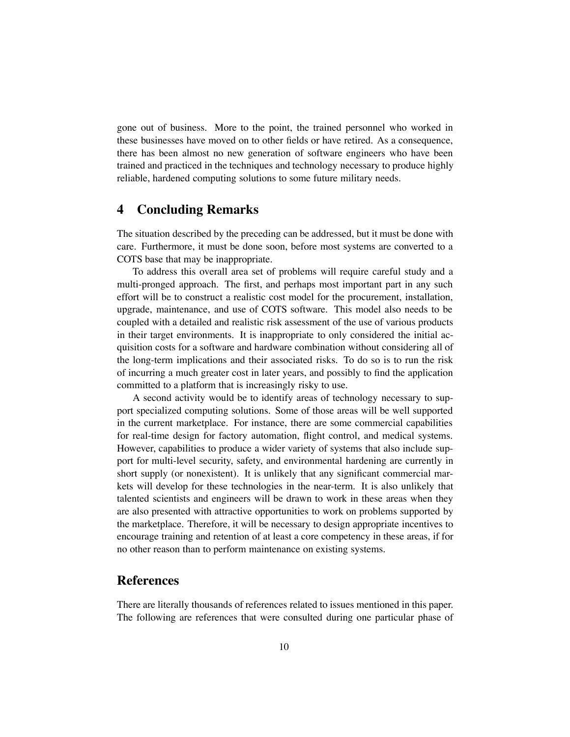gone out of business. More to the point, the trained personnel who worked in these businesses have moved on to other fields or have retired. As a consequence, there has been almost no new generation of software engineers who have been trained and practiced in the techniques and technology necessary to produce highly reliable, hardened computing solutions to some future military needs.

## 4 Concluding Remarks

The situation described by the preceding can be addressed, but it must be done with care. Furthermore, it must be done soon, before most systems are converted to a COTS base that may be inappropriate.

To address this overall area set of problems will require careful study and a multi-pronged approach. The first, and perhaps most important part in any such effort will be to construct a realistic cost model for the procurement, installation, upgrade, maintenance, and use of COTS software. This model also needs to be coupled with a detailed and realistic risk assessment of the use of various products in their target environments. It is inappropriate to only considered the initial acquisition costs for a software and hardware combination without considering all of the long-term implications and their associated risks. To do so is to run the risk of incurring a much greater cost in later years, and possibly to find the application committed to a platform that is increasingly risky to use.

A second activity would be to identify areas of technology necessary to support specialized computing solutions. Some of those areas will be well supported in the current marketplace. For instance, there are some commercial capabilities for real-time design for factory automation, flight control, and medical systems. However, capabilities to produce a wider variety of systems that also include support for multi-level security, safety, and environmental hardening are currently in short supply (or nonexistent). It is unlikely that any significant commercial markets will develop for these technologies in the near-term. It is also unlikely that talented scientists and engineers will be drawn to work in these areas when they are also presented with attractive opportunities to work on problems supported by the marketplace. Therefore, it will be necessary to design appropriate incentives to encourage training and retention of at least a core competency in these areas, if for no other reason than to perform maintenance on existing systems.

## References

There are literally thousands of references related to issues mentioned in this paper. The following are references that were consulted during one particular phase of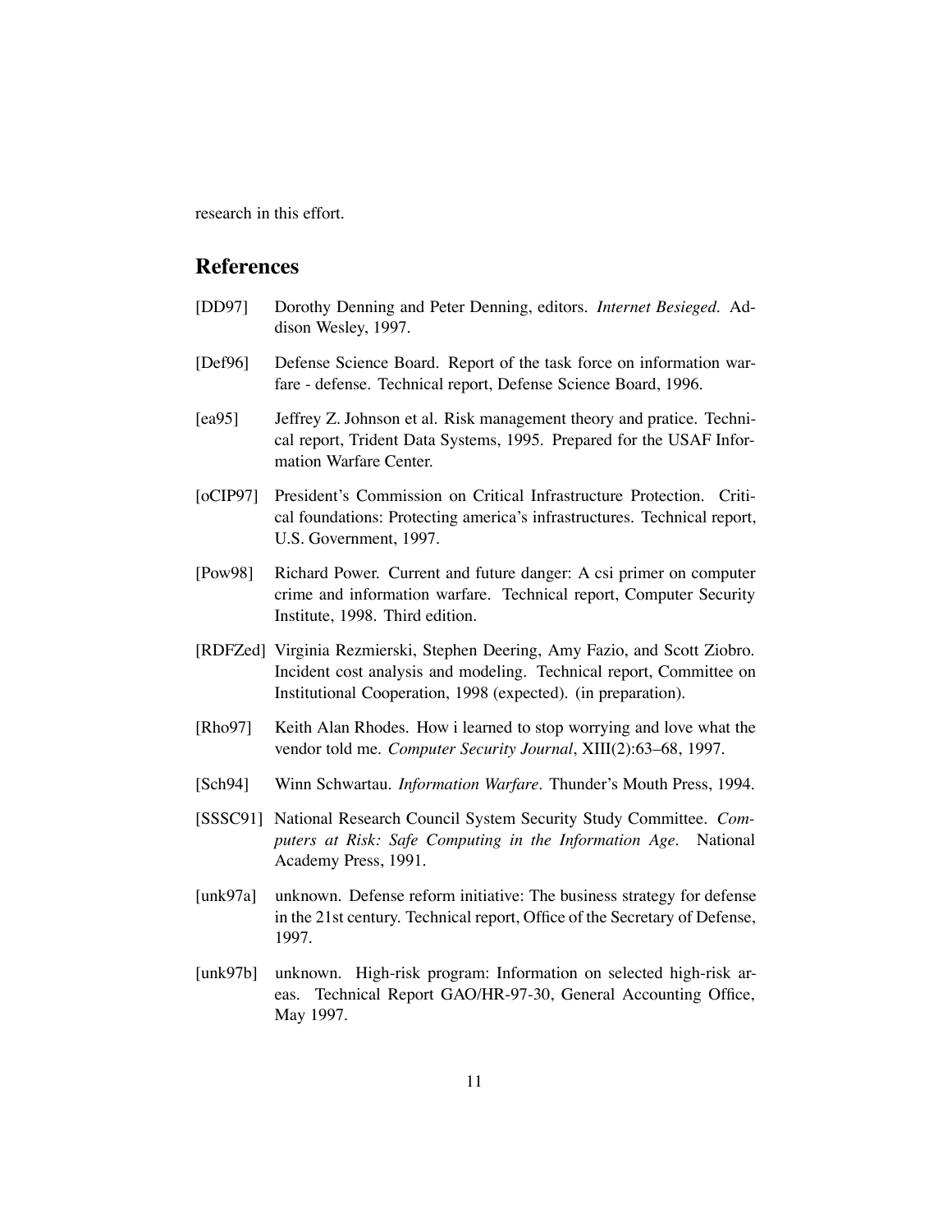research in this effort.

## References

[DD97] Dorothy Denning and Peter Denning, editors. *Internet Besieged*. Addison Wesley, 1997.

[Def96] Defense Science Board. Report of the task force on information warfare - defense. Technical report, Defense Science Board, 1996.

[ea95] Jeffrey Z. Johnson et al. Risk management theory and pratice. Technical report, Trident Data Systems, 1995. Prepared for the USAF Information Warfare Center.

[oCIP97] President's Commission on Critical Infrastructure Protection. Critical foundations: Protecting america's infrastructures. Technical report, U.S. Government, 1997.

[Pow98] Richard Power. Current and future danger: A csi primer on computer crime and information warfare. Technical report, Computer Security Institute, 1998. Third edition.

[RDFZed] Virginia Rezmierski, Stephen Deering, Amy Fazio, and Scott Ziobro. Incident cost analysis and modeling. Technical report, Committee on Institutional Cooperation, 1998 (expected). (in preparation).

[Rho97] Keith Alan Rhodes. How i learned to stop worrying and love what the vendor told me. *Computer Security Journal*, XIII(2):63–68, 1997.

[Sch94] Winn Schwartau. *Information Warfare*. Thunder's Mouth Press, 1994.

[SSSC91] National Research Council System Security Study Committee. *Computers at Risk: Safe Computing in the Information Age*. National Academy Press, 1991.

[unk97a] unknown. Defense reform initiative: The business strategy for defense in the 21st century. Technical report, Office of the Secretary of Defense, 1997.

[unk97b] unknown. High-risk program: Information on selected high-risk areas. Technical Report GAO/HR-97-30, General Accounting Office, May 1997.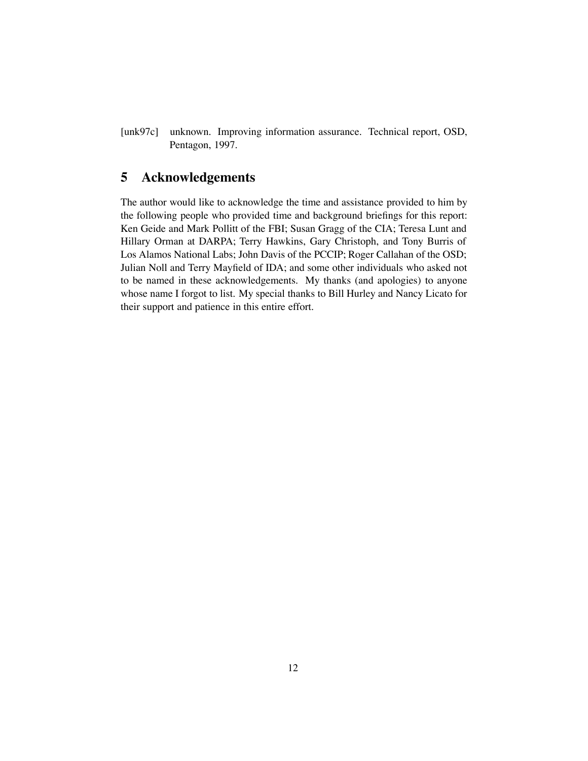[unk97c] unknown. Improving information assurance. Technical report, OSD, Pentagon, 1997.

## 5 Acknowledgements

The author would like to acknowledge the time and assistance provided to him by the following people who provided time and background briefings for this report: Ken Geide and Mark Pollitt of the FBI; Susan Gragg of the CIA; Teresa Lunt and Hillary Orman at DARPA; Terry Hawkins, Gary Christoph, and Tony Burris of Los Alamos National Labs; John Davis of the PCCIP; Roger Callahan of the OSD; Julian Noll and Terry Mayfield of IDA; and some other individuals who asked not to be named in these acknowledgements. My thanks (and apologies) to anyone whose name I forgot to list. My special thanks to Bill Hurley and Nancy Licato for their support and patience in this entire effort.